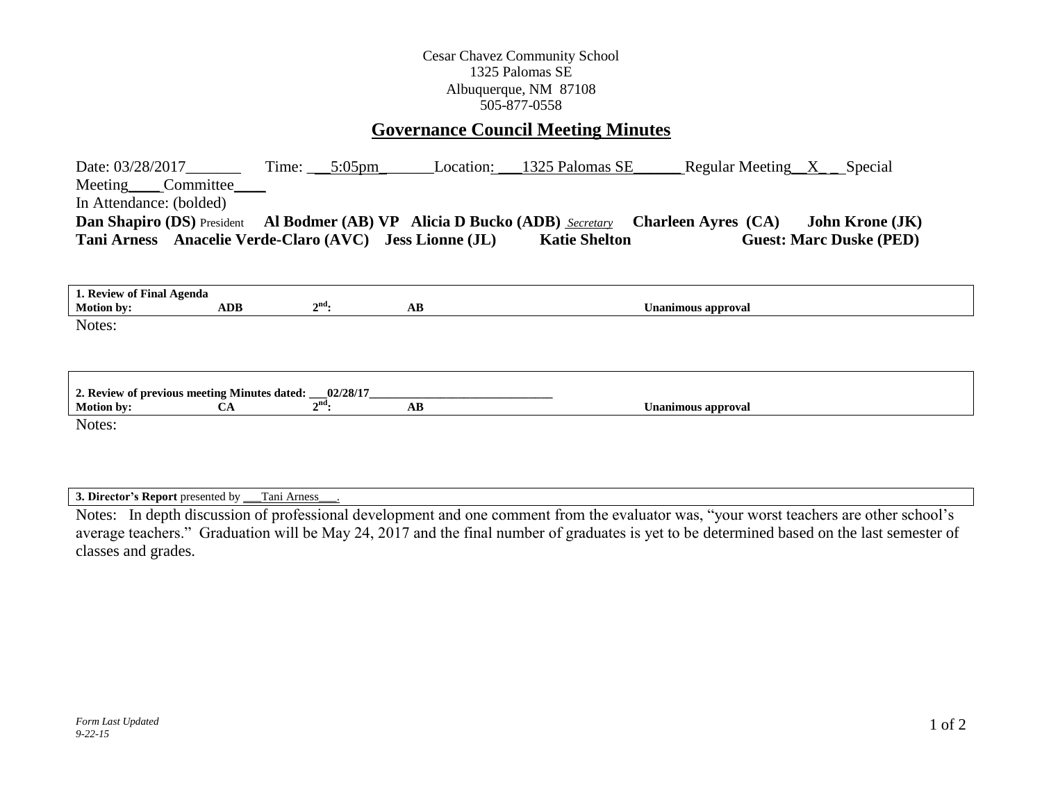Cesar Chavez Community School
1325 Palomas SE
Albuquerque, NM 87108
505-877-0558

# Governance Council Meeting Minutes

Date: 03/28/2017_______ Time: __5:05pm_______ Location: ___1325 Palomas SE______ Regular Meeting__X__ Special Meeting____ Committee____

In Attendance: (bolded)

**Dan Shapiro (DS)** President **Al Bodmer (AB) VP** **Alicia D Bucko (ADB)** *Secretary* **Charleen Ayres (CA)** **John Krone (JK)**
**Tani Arness** **Anacelie Verde-Claro (AVC)** **Jess Lionne (JL)** **Katie Shelton** **Guest: Marc Duske (PED)**

| **1. Review of Final Agenda** | | | | |
|---|---|---|---|---|
| **Motion by:** | **ADB** | **2nd:** | **AB** | **Unanimous approval** |

Notes:

| **2. Review of previous meeting Minutes dated: ___02/28/17______________________________** | | | | |
|---|---|---|---|---|
| **Motion by:** | **CA** | **2nd:** | **AB** | **Unanimous approval** |

Notes:

**3. Director's Report** presented by ___Tani Arness___.

Notes: In depth discussion of professional development and one comment from the evaluator was, "your worst teachers are other school's average teachers." Graduation will be May 24, 2017 and the final number of graduates is yet to be determined based on the last semester of classes and grades.

*Form Last Updated 9-22-15*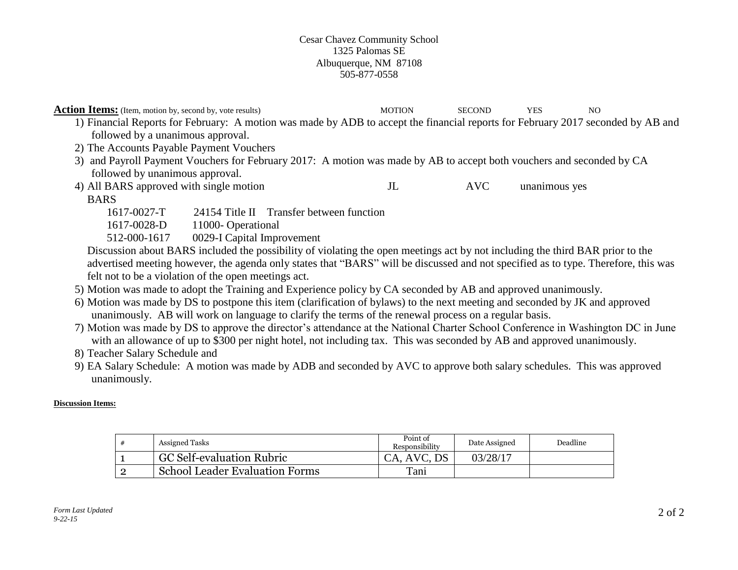Cesar Chavez Community School
1325 Palomas SE
Albuquerque, NM 87108
505-877-0558

**Action Items:** (Item, motion by, second by, vote results) MOTION SECOND YES NO

1) Financial Reports for February: A motion was made by ADB to accept the financial reports for February 2017 seconded by AB and followed by a unanimous approval.
2) The Accounts Payable Payment Vouchers
3) and Payroll Payment Vouchers for February 2017: A motion was made by AB to accept both vouchers and seconded by CA followed by unanimous approval.
4) All BARS approved with single motion JL AVC unanimous yes

   BARS

   1617-0027-T 24154 Title II Transfer between function

   1617-0028-D 11000- Operational

   512-000-1617 0029-I Capital Improvement

   Discussion about BARS included the possibility of violating the open meetings act by not including the third BAR prior to the advertised meeting however, the agenda only states that "BARS" will be discussed and not specified as to type. Therefore, this was felt not to be a violation of the open meetings act.
5) Motion was made to adopt the Training and Experience policy by CA seconded by AB and approved unanimously.
6) Motion was made by DS to postpone this item (clarification of bylaws) to the next meeting and seconded by JK and approved unanimously. AB will work on language to clarify the terms of the renewal process on a regular basis.
7) Motion was made by DS to approve the director's attendance at the National Charter School Conference in Washington DC in June with an allowance of up to $300 per night hotel, not including tax. This was seconded by AB and approved unanimously.
8) Teacher Salary Schedule and
9) EA Salary Schedule: A motion was made by ADB and seconded by AVC to approve both salary schedules. This was approved unanimously.

**Discussion Items:**

| # | Assigned Tasks | Point of Responsibility | Date Assigned | Deadline |
|---|---|---|---|---|
| 1 | GC Self-evaluation Rubric | CA, AVC, DS | 03/28/17 | |
| 2 | School Leader Evaluation Forms | Tani | | |

*Form Last Updated 9-22-15*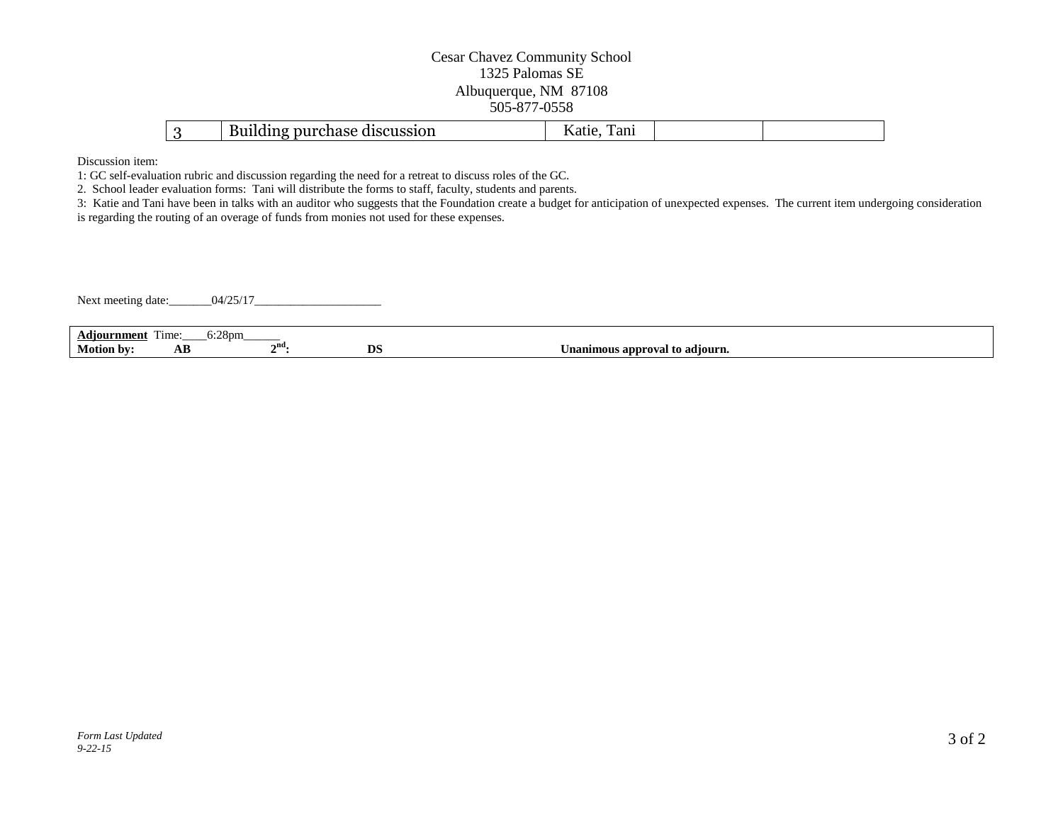Cesar Chavez Community School
1325 Palomas SE
Albuquerque, NM 87108
505-877-0558

| | | | | |
|---|---|---|---|---|
| 3 | Building purchase discussion | Katie, Tani | | |

Discussion item:

1: GC self-evaluation rubric and discussion regarding the need for a retreat to discuss roles of the GC.

2. School leader evaluation forms: Tani will distribute the forms to staff, faculty, students and parents.

3: Katie and Tani have been in talks with an auditor who suggests that the Foundation create a budget for anticipation of unexpected expenses. The current item undergoing consideration is regarding the routing of an overage of funds from monies not used for these expenses.

Next meeting date:_______04/25/17_____________________

| | | | | |
|---|---|---|---|---|
| **Adjournment** Time:____6:28pm______ | | | | |
| **Motion by:** | **AB** | **2nd:** | **DS** | **Unanimous approval to adjourn.** |

*Form Last Updated*
*9-22-15*